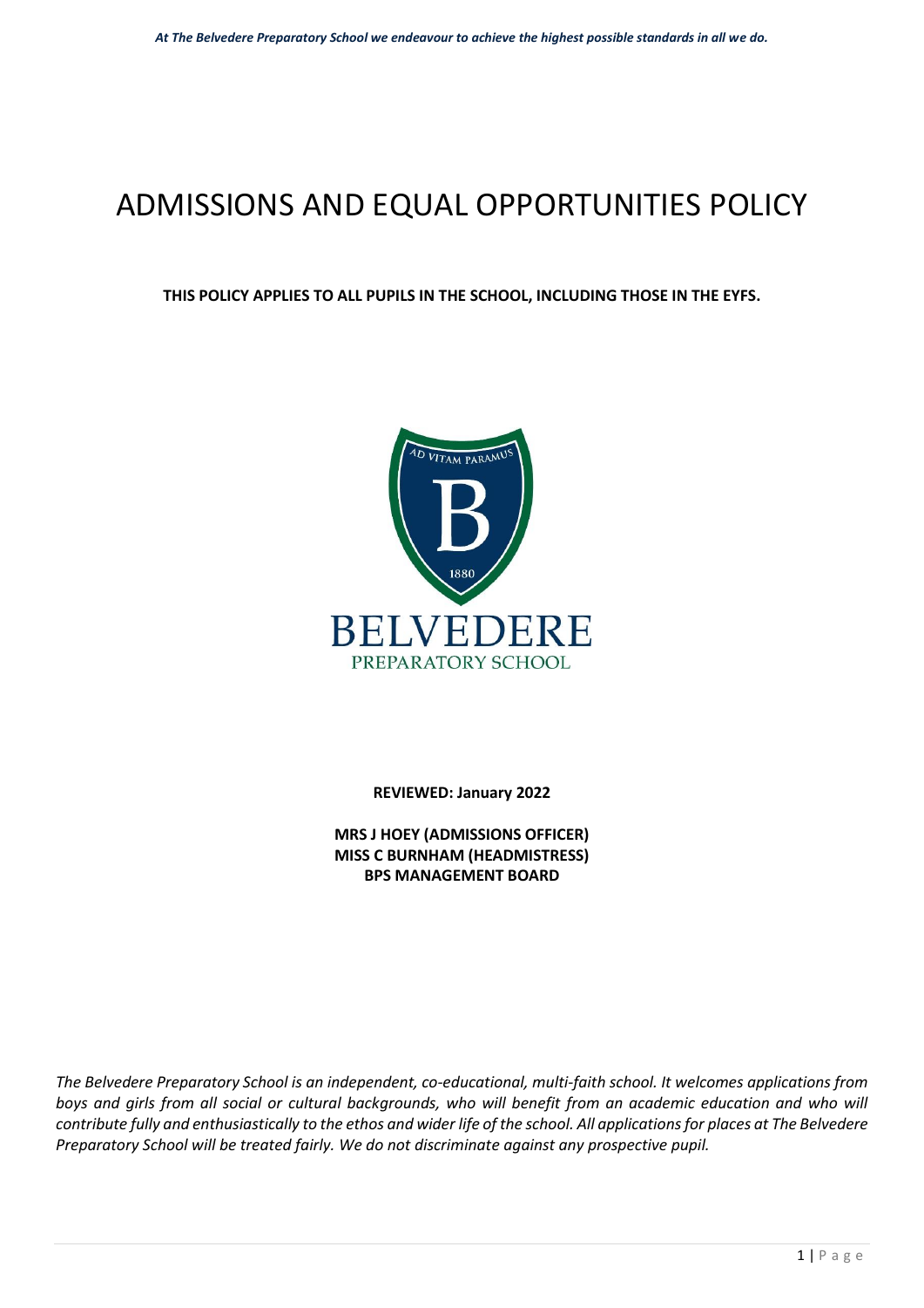# ADMISSIONS AND EQUAL OPPORTUNITIES POLICY

**THIS POLICY APPLIES TO ALL PUPILS IN THE SCHOOL, INCLUDING THOSE IN THE EYFS.**

**REVIEWED: January 2022**

**MRS J HOEY (ADMISSIONS OFFICER)**
**MISS C BURNHAM (HEADMISTRESS)**
**BPS MANAGEMENT BOARD**

*The Belvedere Preparatory School is an independent, co-educational, multi-faith school. It welcomes applications from boys and girls from all social or cultural backgrounds, who will benefit from an academic education and who will contribute fully and enthusiastically to the ethos and wider life of the school. All applications for places at The Belvedere Preparatory School will be treated fairly. We do not discriminate against any prospective pupil.*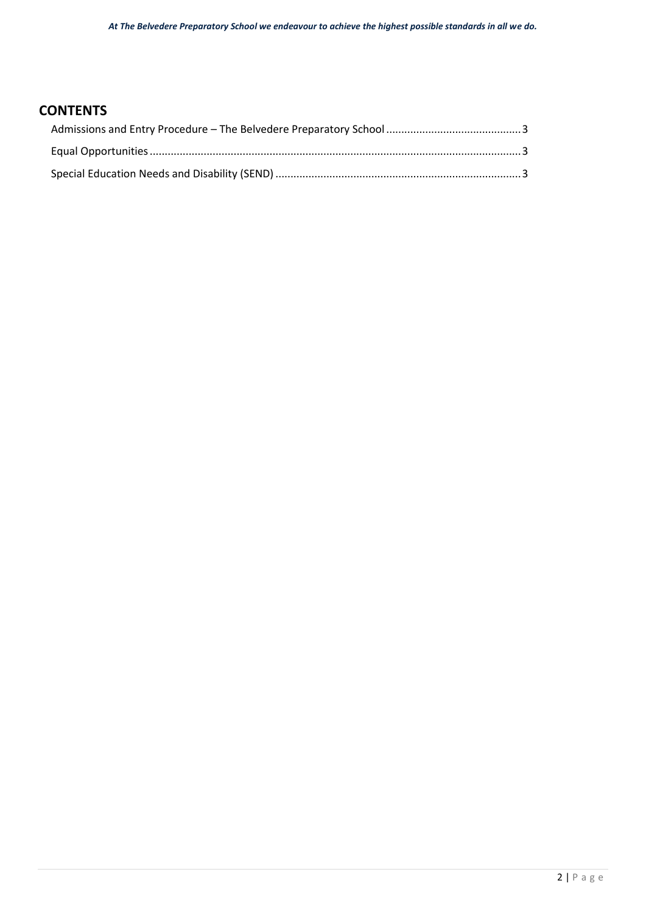## CONTENTS

Admissions and Entry Procedure – The Belvedere Preparatory School ............................................ 3

Equal Opportunities ............................................................................................................................ 3

Special Education Needs and Disability (SEND) ................................................................................. 3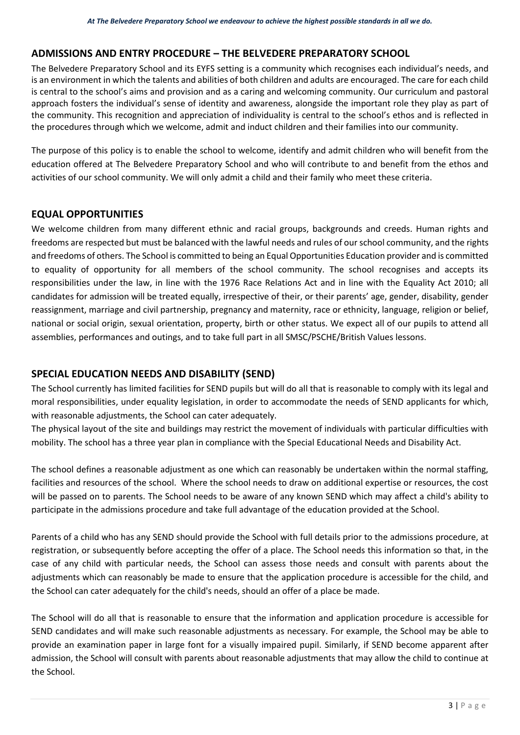## ADMISSIONS AND ENTRY PROCEDURE – THE BELVEDERE PREPARATORY SCHOOL

The Belvedere Preparatory School and its EYFS setting is a community which recognises each individual's needs, and is an environment in which the talents and abilities of both children and adults are encouraged. The care for each child is central to the school's aims and provision and as a caring and welcoming community. Our curriculum and pastoral approach fosters the individual's sense of identity and awareness, alongside the important role they play as part of the community. This recognition and appreciation of individuality is central to the school's ethos and is reflected in the procedures through which we welcome, admit and induct children and their families into our community.

The purpose of this policy is to enable the school to welcome, identify and admit children who will benefit from the education offered at The Belvedere Preparatory School and who will contribute to and benefit from the ethos and activities of our school community. We will only admit a child and their family who meet these criteria.

## EQUAL OPPORTUNITIES

We welcome children from many different ethnic and racial groups, backgrounds and creeds. Human rights and freedoms are respected but must be balanced with the lawful needs and rules of our school community, and the rights and freedoms of others. The School is committed to being an Equal Opportunities Education provider and is committed to equality of opportunity for all members of the school community. The school recognises and accepts its responsibilities under the law, in line with the 1976 Race Relations Act and in line with the Equality Act 2010; all candidates for admission will be treated equally, irrespective of their, or their parents' age, gender, disability, gender reassignment, marriage and civil partnership, pregnancy and maternity, race or ethnicity, language, religion or belief, national or social origin, sexual orientation, property, birth or other status. We expect all of our pupils to attend all assemblies, performances and outings, and to take full part in all SMSC/PSCHE/British Values lessons.

## SPECIAL EDUCATION NEEDS AND DISABILITY (SEND)

The School currently has limited facilities for SEND pupils but will do all that is reasonable to comply with its legal and moral responsibilities, under equality legislation, in order to accommodate the needs of SEND applicants for which, with reasonable adjustments, the School can cater adequately.

The physical layout of the site and buildings may restrict the movement of individuals with particular difficulties with mobility. The school has a three year plan in compliance with the Special Educational Needs and Disability Act.

The school defines a reasonable adjustment as one which can reasonably be undertaken within the normal staffing, facilities and resources of the school. Where the school needs to draw on additional expertise or resources, the cost will be passed on to parents. The School needs to be aware of any known SEND which may affect a child's ability to participate in the admissions procedure and take full advantage of the education provided at the School.

Parents of a child who has any SEND should provide the School with full details prior to the admissions procedure, at registration, or subsequently before accepting the offer of a place. The School needs this information so that, in the case of any child with particular needs, the School can assess those needs and consult with parents about the adjustments which can reasonably be made to ensure that the application procedure is accessible for the child, and the School can cater adequately for the child's needs, should an offer of a place be made.

The School will do all that is reasonable to ensure that the information and application procedure is accessible for SEND candidates and will make such reasonable adjustments as necessary. For example, the School may be able to provide an examination paper in large font for a visually impaired pupil. Similarly, if SEND become apparent after admission, the School will consult with parents about reasonable adjustments that may allow the child to continue at the School.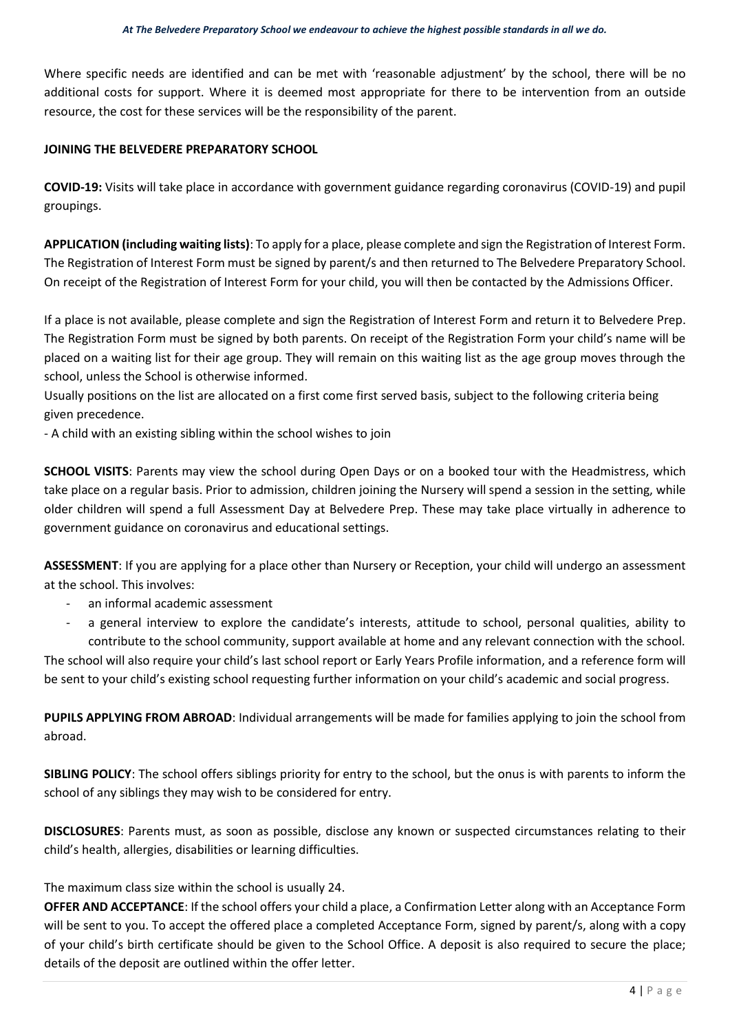Where specific needs are identified and can be met with 'reasonable adjustment' by the school, there will be no additional costs for support. Where it is deemed most appropriate for there to be intervention from an outside resource, the cost for these services will be the responsibility of the parent.

**JOINING THE BELVEDERE PREPARATORY SCHOOL**

**COVID-19:** Visits will take place in accordance with government guidance regarding coronavirus (COVID-19) and pupil groupings.

**APPLICATION (including waiting lists)**: To apply for a place, please complete and sign the Registration of Interest Form. The Registration of Interest Form must be signed by parent/s and then returned to The Belvedere Preparatory School. On receipt of the Registration of Interest Form for your child, you will then be contacted by the Admissions Officer.

If a place is not available, please complete and sign the Registration of Interest Form and return it to Belvedere Prep. The Registration Form must be signed by both parents. On receipt of the Registration Form your child's name will be placed on a waiting list for their age group. They will remain on this waiting list as the age group moves through the school, unless the School is otherwise informed.

Usually positions on the list are allocated on a first come first served basis, subject to the following criteria being given precedence.

- A child with an existing sibling within the school wishes to join

**SCHOOL VISITS**: Parents may view the school during Open Days or on a booked tour with the Headmistress, which take place on a regular basis. Prior to admission, children joining the Nursery will spend a session in the setting, while older children will spend a full Assessment Day at Belvedere Prep. These may take place virtually in adherence to government guidance on coronavirus and educational settings.

**ASSESSMENT**: If you are applying for a place other than Nursery or Reception, your child will undergo an assessment at the school. This involves:

- an informal academic assessment
- a general interview to explore the candidate's interests, attitude to school, personal qualities, ability to contribute to the school community, support available at home and any relevant connection with the school.

The school will also require your child's last school report or Early Years Profile information, and a reference form will be sent to your child's existing school requesting further information on your child's academic and social progress.

**PUPILS APPLYING FROM ABROAD**: Individual arrangements will be made for families applying to join the school from abroad.

**SIBLING POLICY**: The school offers siblings priority for entry to the school, but the onus is with parents to inform the school of any siblings they may wish to be considered for entry.

**DISCLOSURES**: Parents must, as soon as possible, disclose any known or suspected circumstances relating to their child's health, allergies, disabilities or learning difficulties.

The maximum class size within the school is usually 24.

**OFFER AND ACCEPTANCE**: If the school offers your child a place, a Confirmation Letter along with an Acceptance Form will be sent to you. To accept the offered place a completed Acceptance Form, signed by parent/s, along with a copy of your child's birth certificate should be given to the School Office. A deposit is also required to secure the place; details of the deposit are outlined within the offer letter.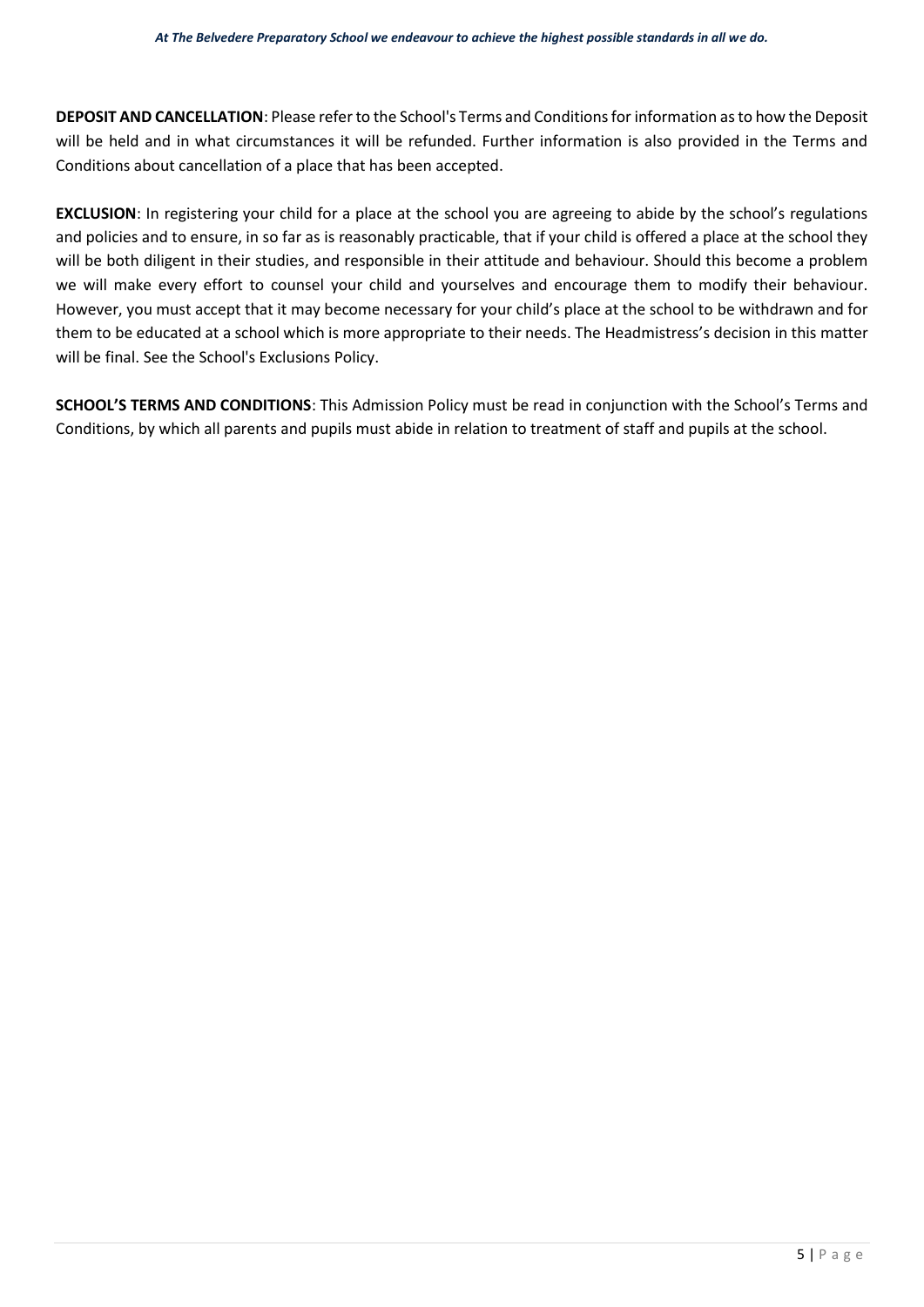**DEPOSIT AND CANCELLATION**: Please refer to the School's Terms and Conditions for information as to how the Deposit will be held and in what circumstances it will be refunded. Further information is also provided in the Terms and Conditions about cancellation of a place that has been accepted.

**EXCLUSION**: In registering your child for a place at the school you are agreeing to abide by the school's regulations and policies and to ensure, in so far as is reasonably practicable, that if your child is offered a place at the school they will be both diligent in their studies, and responsible in their attitude and behaviour. Should this become a problem we will make every effort to counsel your child and yourselves and encourage them to modify their behaviour. However, you must accept that it may become necessary for your child's place at the school to be withdrawn and for them to be educated at a school which is more appropriate to their needs. The Headmistress's decision in this matter will be final. See the School's Exclusions Policy.

**SCHOOL'S TERMS AND CONDITIONS**: This Admission Policy must be read in conjunction with the School's Terms and Conditions, by which all parents and pupils must abide in relation to treatment of staff and pupils at the school.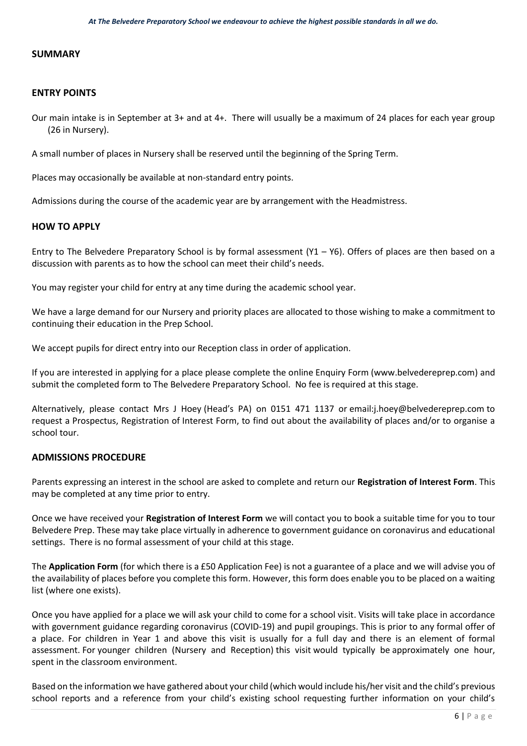## SUMMARY

## ENTRY POINTS

Our main intake is in September at 3+ and at 4+. There will usually be a maximum of 24 places for each year group (26 in Nursery).

A small number of places in Nursery shall be reserved until the beginning of the Spring Term.

Places may occasionally be available at non-standard entry points.

Admissions during the course of the academic year are by arrangement with the Headmistress.

## HOW TO APPLY

Entry to The Belvedere Preparatory School is by formal assessment (Y1 – Y6). Offers of places are then based on a discussion with parents as to how the school can meet their child's needs.

You may register your child for entry at any time during the academic school year.

We have a large demand for our Nursery and priority places are allocated to those wishing to make a commitment to continuing their education in the Prep School.

We accept pupils for direct entry into our Reception class in order of application.

If you are interested in applying for a place please complete the online Enquiry Form (www.belvedereprep.com) and submit the completed form to The Belvedere Preparatory School. No fee is required at this stage.

Alternatively, please contact Mrs J Hoey (Head's PA) on 0151 471 1137 or email:j.hoey@belvedereprep.com to request a Prospectus, Registration of Interest Form, to find out about the availability of places and/or to organise a school tour.

## ADMISSIONS PROCEDURE

Parents expressing an interest in the school are asked to complete and return our **Registration of Interest Form**. This may be completed at any time prior to entry.

Once we have received your **Registration of Interest Form** we will contact you to book a suitable time for you to tour Belvedere Prep. These may take place virtually in adherence to government guidance on coronavirus and educational settings. There is no formal assessment of your child at this stage.

The **Application Form** (for which there is a £50 Application Fee) is not a guarantee of a place and we will advise you of the availability of places before you complete this form. However, this form does enable you to be placed on a waiting list (where one exists).

Once you have applied for a place we will ask your child to come for a school visit. Visits will take place in accordance with government guidance regarding coronavirus (COVID-19) and pupil groupings. This is prior to any formal offer of a place. For children in Year 1 and above this visit is usually for a full day and there is an element of formal assessment. For younger children (Nursery and Reception) this visit would typically be approximately one hour, spent in the classroom environment.

Based on the information we have gathered about your child (which would include his/her visit and the child's previous school reports and a reference from your child's existing school requesting further information on your child's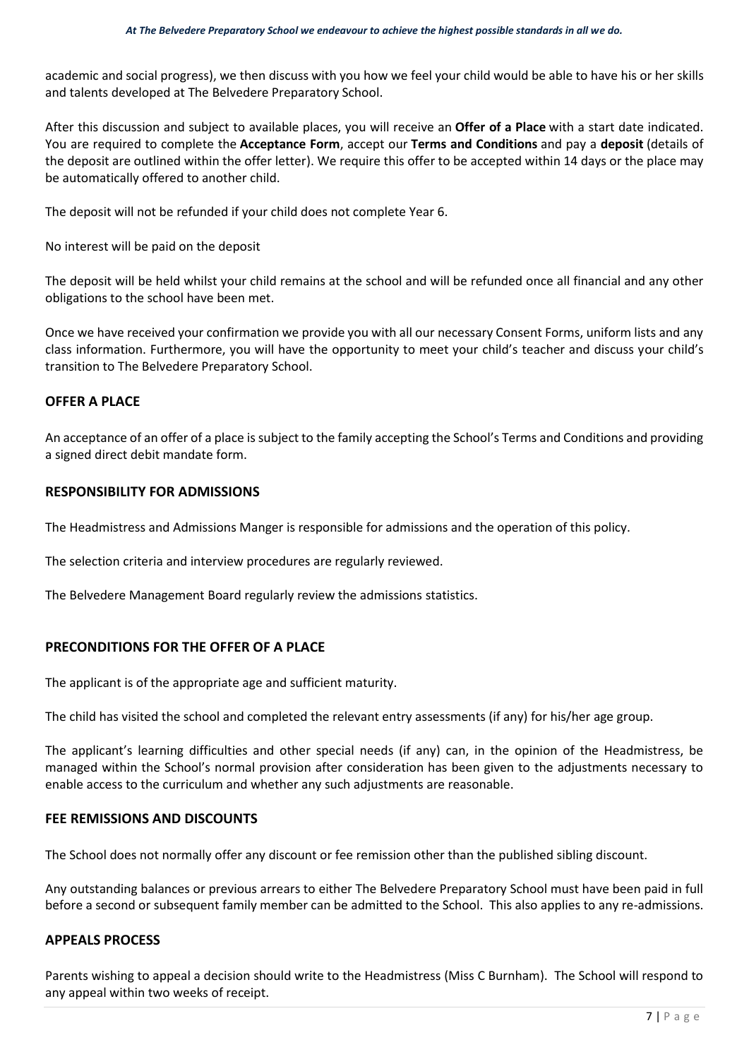academic and social progress), we then discuss with you how we feel your child would be able to have his or her skills and talents developed at The Belvedere Preparatory School.

After this discussion and subject to available places, you will receive an **Offer of a Place** with a start date indicated. You are required to complete the **Acceptance Form**, accept our **Terms and Conditions** and pay a **deposit** (details of the deposit are outlined within the offer letter). We require this offer to be accepted within 14 days or the place may be automatically offered to another child.

The deposit will not be refunded if your child does not complete Year 6.

No interest will be paid on the deposit

The deposit will be held whilst your child remains at the school and will be refunded once all financial and any other obligations to the school have been met.

Once we have received your confirmation we provide you with all our necessary Consent Forms, uniform lists and any class information. Furthermore, you will have the opportunity to meet your child's teacher and discuss your child's transition to The Belvedere Preparatory School.

## OFFER A PLACE

An acceptance of an offer of a place is subject to the family accepting the School's Terms and Conditions and providing a signed direct debit mandate form.

## RESPONSIBILITY FOR ADMISSIONS

The Headmistress and Admissions Manger is responsible for admissions and the operation of this policy.

The selection criteria and interview procedures are regularly reviewed.

The Belvedere Management Board regularly review the admissions statistics.

## PRECONDITIONS FOR THE OFFER OF A PLACE

The applicant is of the appropriate age and sufficient maturity.

The child has visited the school and completed the relevant entry assessments (if any) for his/her age group.

The applicant's learning difficulties and other special needs (if any) can, in the opinion of the Headmistress, be managed within the School's normal provision after consideration has been given to the adjustments necessary to enable access to the curriculum and whether any such adjustments are reasonable.

## FEE REMISSIONS AND DISCOUNTS

The School does not normally offer any discount or fee remission other than the published sibling discount.

Any outstanding balances or previous arrears to either The Belvedere Preparatory School must have been paid in full before a second or subsequent family member can be admitted to the School. This also applies to any re-admissions.

## APPEALS PROCESS

Parents wishing to appeal a decision should write to the Headmistress (Miss C Burnham). The School will respond to any appeal within two weeks of receipt.